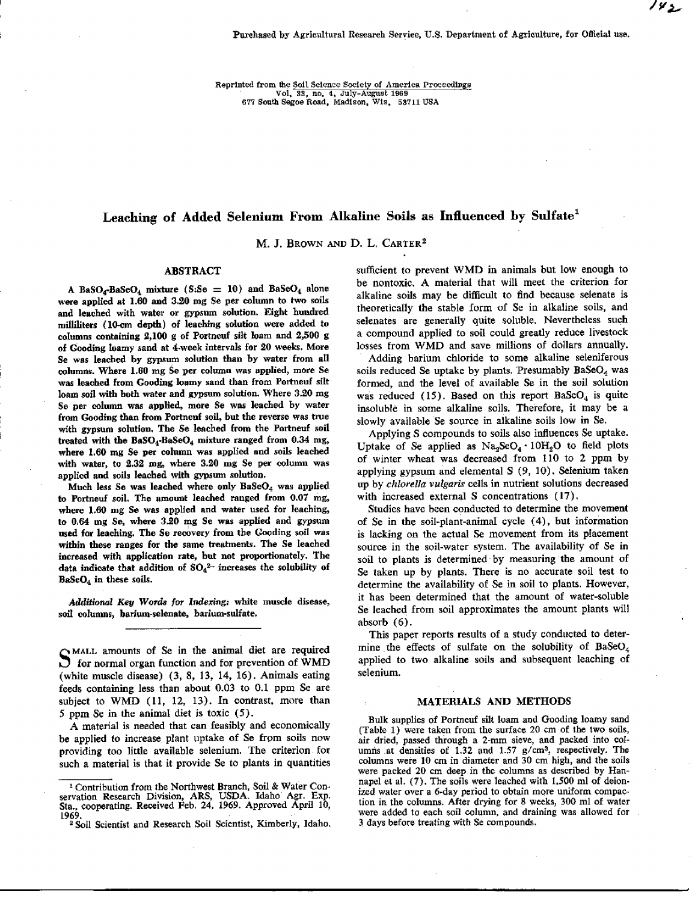Purchased by Agricultural Research Service, U.S. Department of Agriculture, for Official use.

Reprinted from the Soil Science Society of America Proceedings
Vol. 33, no. 4, July-August 1969
677 South Segoe Road, Madison, Wis. 53711 USA

# Leaching of Added Selenium From Alkaline Soils as Influenced by Sulfate[1]

M. J. Brown and D. L. Carter[2]

## ABSTRACT

**A $BaSO_4$-$BaSeO_4$ mixture (S:Se = 10) and $BaSeO_4$ alone were applied at 1.60 and 3.20 mg Se per column to two soils and leached with water or gypsum solution. Eight hundred milliliters (10-cm depth) of leaching solution were added to columns containing 2,100 g of Portneuf silt loam and 2,500 g of Gooding loamy sand at 4-week intervals for 20 weeks. More Se was leached by gypsum solution than by water from all columns. Where 1.60 mg Se per column was applied, more Se was leached from Gooding loamy sand than from Portneuf silt loam soil with both water and gypsum solution. Where 3.20 mg Se per column was applied, more Se was leached by water from Gooding than from Portneuf soil, but the reverse was true with gypsum solution. The Se leached from the Portneuf soil treated with the $BaSO_4$-$BaSeO_4$ mixture ranged from 0.34 mg, where 1.60 mg Se per column was applied and soils leached with water, to 2.32 mg, where 3.20 mg Se per column was applied and soils leached with gypsum solution.**

**Much less Se was leached where only $BaSeO_4$ was applied to Portneuf soil. The amount leached ranged from 0.07 mg, where 1.60 mg Se was applied and water used for leaching, to 0.64 mg Se, where 3.20 mg Se was applied and gypsum used for leaching. The Se recovery from the Gooding soil was within these ranges for the same treatments. The Se leached increased with application rate, but not proportionately. The data indicate that addition of $SO_4^{2-}$ increases the solubility of $BaSeO_4$ in these soils.**

***Additional Key Words for Indexing:*** **white muscle disease, soil columns, barium-selenate, barium-sulfate.**

Small amounts of Se in the animal diet are required for normal organ function and for prevention of WMD (white muscle disease) (3, 8, 13, 14, 16). Animals eating feeds containing less than about 0.03 to 0.1 ppm Se are subject to WMD (11, 12, 13). In contrast, more than 5 ppm Se in the animal diet is toxic (5).

A material is needed that can feasibly and economically be applied to increase plant uptake of Se from soils now providing too little available selenium. The criterion for such a material is that it provide Se to plants in quantities sufficient to prevent WMD in animals but low enough to be nontoxic. A material that will meet the criterion for alkaline soils may be difficult to find because selenate is theoretically the stable form of Se in alkaline soils, and selenates are generally quite soluble. Nevertheless such a compound applied to soil could greatly reduce livestock losses from WMD and save millions of dollars annually.

Adding barium chloride to some alkaline seleniferous soils reduced Se uptake by plants. Presumably $BaSeO_4$ was formed, and the level of available Se in the soil solution was reduced (15). Based on this report $BaSeO_4$ is quite insoluble in some alkaline soils. Therefore, it may be a slowly available Se source in alkaline soils low in Se.

Applying S compounds to soils also influences Se uptake. Uptake of Se applied as $Na_2SeO_4 \cdot 10H_2O$ to field plots of winter wheat was decreased from 110 to 2 ppm by applying gypsum and elemental S (9, 10). Selenium taken up by *chlorella vulgaris* cells in nutrient solutions decreased with increased external S concentrations (17).

Studies have been conducted to determine the movement of Se in the soil-plant-animal cycle (4), but information is lacking on the actual Se movement from its placement source in the soil-water system. The availability of Se in soil to plants is determined by measuring the amount of Se taken up by plants. There is no accurate soil test to determine the availability of Se in soil to plants. However, it has been determined that the amount of water-soluble Se leached from soil approximates the amount plants will absorb (6).

This paper reports results of a study conducted to determine the effects of sulfate on the solubility of $BaSeO_4$ applied to two alkaline soils and subsequent leaching of selenium.

## MATERIALS AND METHODS

Bulk supplies of Portneuf silt loam and Gooding loamy sand (Table 1) were taken from the surface 20 cm of the two soils, air dried, passed through a 2-mm sieve, and packed into columns at densities of 1.32 and 1.57 g/cm$^3$, respectively. The columns were 10 cm in diameter and 30 cm high, and the soils were packed 20 cm deep in the columns as described by Hannapel et al. (7). The soils were leached with 1,500 ml of deionized water over a 6-day period to obtain more uniform compaction in the columns. After drying for 8 weeks, 300 ml of water were added to each soil column, and draining was allowed for 3 days before treating with Se compounds.

[1] Contribution from the Northwest Branch, Soil & Water Conservation Research Division, ARS, USDA. Idaho Agr. Exp. Sta., cooperating. Received Feb. 24, 1969. Approved April 10, 1969.

[2] Soil Scientist and Research Soil Scientist, Kimberly, Idaho.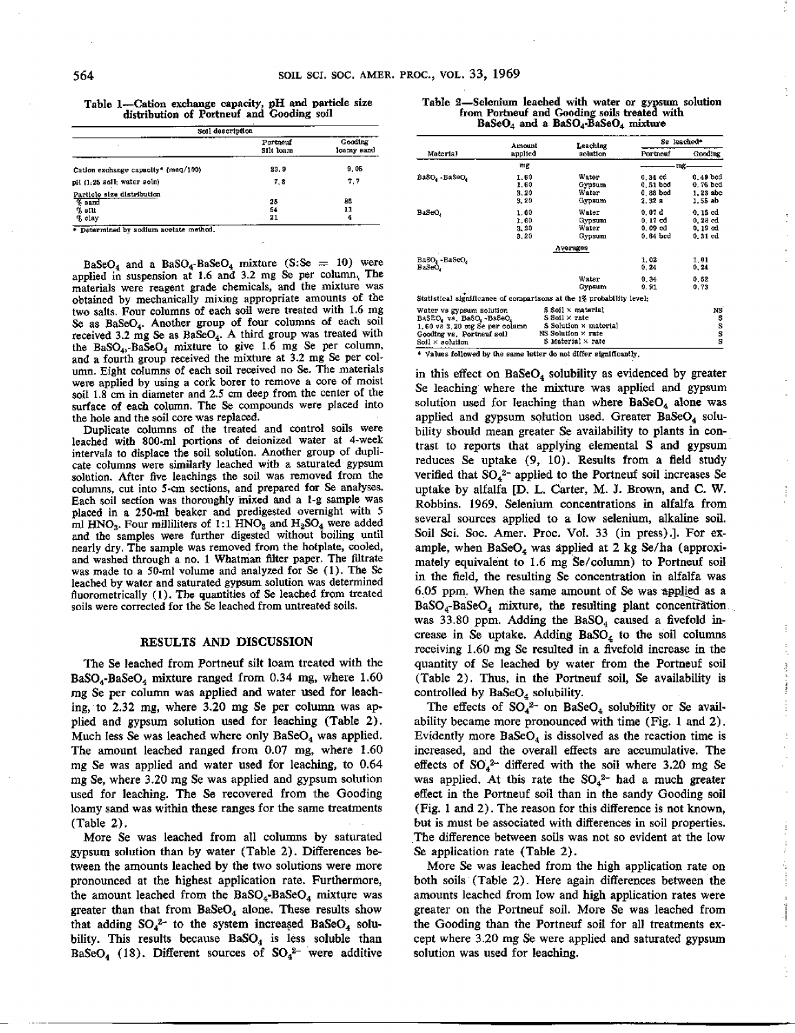Table 1—Cation exchange capacity, pH and particle size distribution of Portneuf and Gooding soil

| Soil description | Portneuf silt loam | Gooding loamy sand |
|---|---|---|
| Cation exchange capacity* (meq/100) | 23.9 | 9.05 |
| pH (1:25 soil: water soln) | 7.8 | 7.7 |
| Particle size distribution | | |
| % sand | 25 | 85 |
| % silt | 54 | 11 |
| % clay | 21 | 4 |

\* Determined by sodium acetate method.

$BaSeO_4$ and a $BaSO_4$-$BaSeO_4$ mixture (S:Se = 10) were applied in suspension at 1.6 and 3.2 mg Se per column. The materials were reagent grade chemicals, and the mixture was obtained by mechanically mixing appropriate amounts of the two salts. Four columns of each soil were treated with 1.6 mg Se as $BaSeO_4$. Another group of four columns of each soil received 3.2 mg Se as $BaSeO_4$. A third group was treated with the $BaSO_4$-$BaSeO_4$ mixture to give 1.6 mg Se per column, and a fourth group received the mixture at 3.2 mg Se per column. Eight columns of each soil received no Se. The materials were applied by using a cork borer to remove a core of moist soil 1.8 cm in diameter and 2.5 cm deep from the center of the surface of each column. The Se compounds were placed into the hole and the soil core was replaced.

Duplicate columns of the treated and control soils were leached with 800-ml portions of deionized water at 4-week intervals to displace the soil solution. Another group of duplicate columns were similarly leached with a saturated gypsum solution. After five leachings the soil was removed from the columns, cut into 5-cm sections, and prepared for Se analyses. Each soil section was thoroughly mixed and a 1-g sample was placed in a 250-ml beaker and predigested overnight with 5 ml $HNO_3$. Four milliliters of 1:1 $HNO_3$ and $H_2SO_4$ were added and the samples were further digested without boiling until nearly dry. The sample was removed from the hotplate, cooled, and washed through a no. 1 Whatman filter paper. The filtrate was made to a 50-ml volume and analyzed for Se (1). The Se leached by water and saturated gypsum solution was determined fluorometrically (1). The quantities of Se leached from treated soils were corrected for the Se leached from untreated soils.

## RESULTS AND DISCUSSION

The Se leached from Portneuf silt loam treated with the $BaSO_4$-$BaSeO_4$ mixture ranged from 0.34 mg, where 1.60 mg Se per column was applied and water used for leaching, to 2.32 mg, where 3.20 mg Se per column was applied and gypsum solution used for leaching (Table 2). Much less Se was leached where only $BaSeO_4$ was applied. The amount leached ranged from 0.07 mg, where 1.60 mg Se was applied and water used for leaching, to 0.64 mg Se, where 3.20 mg Se was applied and gypsum solution used for leaching. The Se recovered from the Gooding loamy sand was within these ranges for the same treatments (Table 2).

More Se was leached from all columns by saturated gypsum solution than by water (Table 2). Differences between the amounts leached by the two solutions were more pronounced at the highest application rate. Furthermore, the amount leached from the $BaSO_4$-$BaSeO_4$ mixture was greater than that from $BaSeO_4$ alone. These results show that adding $SO_4^{2-}$ to the system increased $BaSeO_4$ solubility. This results because $BaSO_4$ is less soluble than $BaSeO_4$ (18). Different sources of $SO_4^{2-}$ were additive in this effect on $BaSeO_4$ solubility as evidenced by greater Se leaching where the mixture was applied and gypsum solution used for leaching than where $BaSeO_4$ alone was applied and gypsum solution used. Greater $BaSeO_4$ solubility should mean greater Se availability to plants in contrast to reports that applying elemental S and gypsum reduces Se uptake (9, 10). Results from a field study verified that $SO_4^{2-}$ applied to the Portneuf soil increases Se uptake by alfalfa [D. L. Carter, M. J. Brown, and C. W. Robbins. 1969. Selenium concentrations in alfalfa from several sources applied to a low selenium, alkaline soil. Soil Sci. Soc. Amer. Proc. Vol. 33 (in press).]. For example, when $BaSeO_4$ was applied at 2 kg Se/ha (approximately equivalent to 1.6 mg Se/column) to Portneuf soil in the field, the resulting Se concentration in alfalfa was 6.05 ppm. When the same amount of Se was applied as a $BaSO_4$-$BaSeO_4$ mixture, the resulting plant concentration was 33.80 ppm. Adding the $BaSO_4$ caused a fivefold increase in Se uptake. Adding $BaSO_4$ to the soil columns receiving 1.60 mg Se resulted in a fivefold increase in the quantity of Se leached by water from the Portneuf soil (Table 2). Thus, in the Portneuf soil, Se availability is controlled by $BaSeO_4$ solubility.

The effects of $SO_4^{2-}$ on $BaSeO_4$ solubility or Se availability became more pronounced with time (Fig. 1 and 2). Evidently more $BaSeO_4$ is dissolved as the reaction time is increased, and the overall effects are accumulative. The effects of $SO_4^{2-}$ differed with the soil where 3.20 mg Se was applied. At this rate the $SO_4^{2-}$ had a much greater effect in the Portneuf soil than in the sandy Gooding soil (Fig. 1 and 2). The reason for this difference is not known, but is must be associated with differences in soil properties. The difference between soils was not so evident at the low Se application rate (Table 2).

More Se was leached from the high application rate on both soils (Table 2). Here again differences between the amounts leached from low and high application rates were greater on the Portneuf soil. More Se was leached from the Gooding than the Portneuf soil for all treatments except where 3.20 mg Se were applied and saturated gypsum solution was used for leaching.

Table 2—Selenium leached with water or gypsum solution from Portneuf and Gooding soils treated with $BaSeO_4$ and a $BaSO_4$-$BaSeO_4$ mixture

| Material | Amount applied | Leaching solution | Se leached* Portneuf | Se leached* Gooding |
|---|---|---|---|---|
| | mg | | mg | mg |
| $BaSO_4$-$BaSeO_4$ | 1.60 | Water | 0.34 cd | 0.49 bcd |
| | 1.60 | Gypsum | 0.51 bcd | 0.76 bcd |
| | 3.20 | Water | 0.86 bcd | 1.23 abc |
| | 3.20 | Gypsum | 2.32 a | 1.55 ab |
| $BaSeO_4$ | 1.60 | Water | 0.07 d | 0.15 cd |
| | 1.60 | Gypsum | 0.17 cd | 0.28 cd |
| | 3.20 | Water | 0.09 cd | 0.19 cd |
| | 3.20 | Gypsum | 0.64 bcd | 0.31 cd |
| | | Averages | | |
| $BaSO_4$-$BaSeO_4$ | | | 1.02 | 1.01 |
| $BaSeO_4$ | | | 0.24 | 0.24 |
| | | Water | 0.34 | 0.52 |
| | | Gypsum | 0.91 | 0.73 |

Statistical significance of comparisons at the 1% probability level:

| Comparison | | Comparison | |
|---|---|---|---|
| Water vs gypsum solution | S | Soil × material | NS |
| $BaSeO_4$ vs. $BaSO_4$-$BaSeO_4$ | S | Soil × rate | S |
| 1.60 vs 3.20 mg Se per column | S | Solution × material | S |
| Gooding vs. Portneuf soil | NS | Solution × rate | S |
| Soil × solution | S | Material × rate | S |

\* Values followed by the same letter do not differ significantly.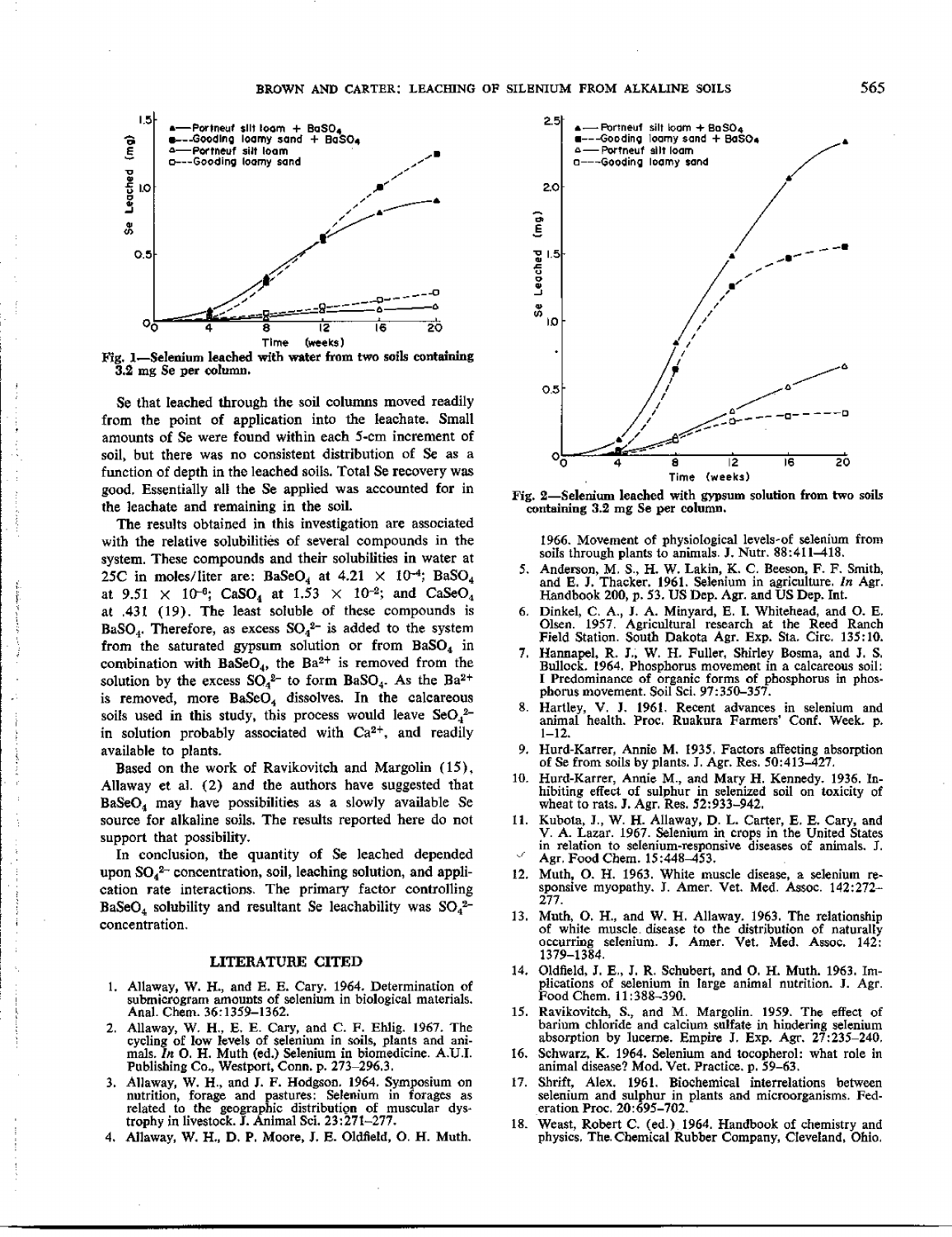1.5

▲—Portneuf silt loam + $BaSO_4$
■---Gooding loamy sand + $BaSO_4$
△—Portneuf silt loam
□---Gooding loamy sand

Se Leached (mg)

1.0

0.5

0

0 4 8 12 16 20

Time (weeks)

Fig. 1—Selenium leached with water from two soils containing 3.2 mg Se per column.

Se that leached through the soil columns moved readily from the point of application into the leachate. Small amounts of Se were found within each 5-cm increment of soil, but there was no consistent distribution of Se as a function of depth in the leached soils. Total Se recovery was good. Essentially all the Se applied was accounted for in the leachate and remaining in the soil.

The results obtained in this investigation are associated with the relative solubilities of several compounds in the system. These compounds and their solubilities in water at 25C in moles/liter are: $BaSeO_4$ at $4.21 \times 10^{-4}$; $BaSO_4$ at $9.51 \times 10^{-6}$; $CaSO_4$ at $1.53 \times 10^{-2}$; and $CaSeO_4$ at .431 (19). The least soluble of these compounds is $BaSO_4$. Therefore, as excess $SO_4^{2-}$ is added to the system from the saturated gypsum solution or from $BaSO_4$ in combination with $BaSeO_4$, the $Ba^{2+}$ is removed from the solution by the excess $SO_4^{2-}$ to form $BaSO_4$. As the $Ba^{2+}$ is removed, more $BaSeO_4$ dissolves. In the calcareous soils used in this study, this process would leave $SeO_4^{2-}$ in solution probably associated with $Ca^{2+}$, and readily available to plants.

Based on the work of Ravikovitch and Margolin (15), Allaway et al. (2) and the authors have suggested that $BaSeO_4$ may have possibilities as a slowly available Se source for alkaline soils. The results reported here do not support that possibility.

In conclusion, the quantity of Se leached depended upon $SO_4^{2-}$ concentration, soil, leaching solution, and application rate interactions. The primary factor controlling $BaSeO_4$ solubility and resultant Se leachability was $SO_4^{2-}$ concentration.

## LITERATURE CITED

1. Allaway, W. H., and E. E. Cary. 1964. Determination of submicrogram amounts of selenium in biological materials. Anal. Chem. 36:1359–1362.
2. Allaway, W. H., E. E. Cary, and C. F. Ehlig. 1967. The cycling of low levels of selenium in soils, plants and animals. *In* O. H. Muth (ed.) Selenium in biomedicine. A.U.I. Publishing Co., Westport, Conn. p. 273–296.3.
3. Allaway, W. H., and J. F. Hodgson. 1964. Symposium on nutrition, forage and pastures: Selenium in forages as related to the geographic distribution of muscular dystrophy in livestock. J. Animal Sci. 23:271–277.
4. Allaway, W. H., D. P. Moore, J. E. Oldfield, O. H. Muth.

2.5

▲—Portneuf silt loam + $BaSO_4$
■---Gooding loamy sand + $BaSO_4$
△—Portneuf silt loam
□---Gooding loamy sand

2.0

Se Leached (mg)

1.5

1.0

0.5

0

0 4 8 12 16 20

Time (weeks)

Fig. 2—Selenium leached with gypsum solution from two soils containing 3.2 mg Se per column.

1966. Movement of physiological levels of selenium from soils through plants to animals. J. Nutr. 88:411–418.

5. Anderson, M. S., H. W. Lakin, K. C. Beeson, F. F. Smith, and E. J. Thacker. 1961. Selenium in agriculture. *In* Agr. Handbook 200, p. 53. US Dep. Agr. and US Dep. Int.
6. Dinkel, C. A., J. A. Minyard, E. I. Whitehead, and O. E. Olsen. 1957. Agricultural research at the Reed Ranch Field Station. South Dakota Agr. Exp. Sta. Circ. 135:10.
7. Hannapel, R. J., W. H. Fuller, Shirley Bosma, and J. S. Bullock. 1964. Phosphorus movement in a calcareous soil: I Predominance of organic forms of phosphorus in phosphorus movement. Soil Sci. 97:350–357.
8. Hartley, V. J. 1961. Recent advances in selenium and animal health. Proc. Ruakura Farmers' Conf. Week. p. 1–12.
9. Hurd-Karrer, Annie M. 1935. Factors affecting absorption of Se from soils by plants. J. Agr. Res. 50:413–427.
10. Hurd-Karrer, Annie M., and Mary H. Kennedy. 1936. Inhibiting effect of sulphur in selenized soil on toxicity of wheat to rats. J. Agr. Res. 52:933–942.
11. Kubota, J., W. H. Allaway, D. L. Carter, E. E. Cary, and V. A. Lazar. 1967. Selenium in crops in the United States in relation to selenium-responsive diseases of animals. J. Agr. Food Chem. 15:448–453.
12. Muth, O. H. 1963. White muscle disease, a selenium responsive myopathy. J. Amer. Vet. Med. Assoc. 142:272–277.
13. Muth, O. H., and W. H. Allaway. 1963. The relationship of white muscle disease to the distribution of naturally occurring selenium. J. Amer. Vet. Med. Assoc. 142: 1379–1384.
14. Oldfield, J. E., J. R. Schubert, and O. H. Muth. 1963. Implications of selenium in large animal nutrition. J. Agr. Food Chem. 11:388–390.
15. Ravikovitch, S., and M. Margolin. 1959. The effect of barium chloride and calcium sulfate in hindering selenium absorption by lucerne. Empire J. Exp. Agr. 27:235–240.
16. Schwarz, K. 1964. Selenium and tocopherol: what role in animal disease? Mod. Vet. Practice. p. 59–63.
17. Shrift, Alex. 1961. Biochemical interrelations between selenium and sulphur in plants and microorganisms. Federation Proc. 20:695–702.
18. Weast, Robert C. (ed.) 1964. Handbook of chemistry and physics. The Chemical Rubber Company, Cleveland, Ohio.